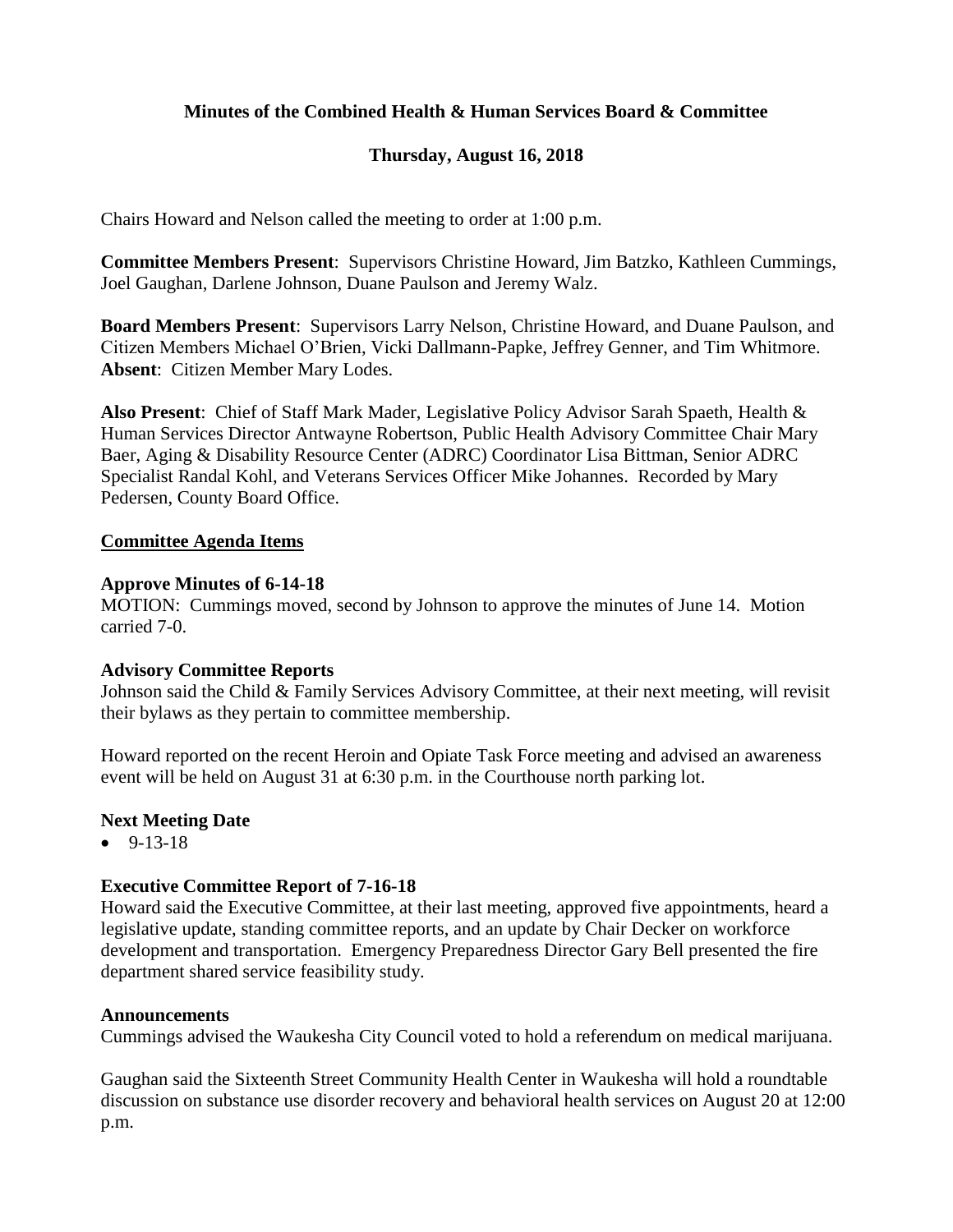**Minutes of the Combined Health & Human Services Board & Committee**

**Thursday, August 16, 2018**

Chairs Howard and Nelson called the meeting to order at 1:00 p.m.

**Committee Members Present**: Supervisors Christine Howard, Jim Batzko, Kathleen Cummings, Joel Gaughan, Darlene Johnson, Duane Paulson and Jeremy Walz.

**Board Members Present**: Supervisors Larry Nelson, Christine Howard, and Duane Paulson, and Citizen Members Michael O'Brien, Vicki Dallmann-Papke, Jeffrey Genner, and Tim Whitmore. **Absent**: Citizen Member Mary Lodes.

**Also Present**: Chief of Staff Mark Mader, Legislative Policy Advisor Sarah Spaeth, Health & Human Services Director Antwayne Robertson, Public Health Advisory Committee Chair Mary Baer, Aging & Disability Resource Center (ADRC) Coordinator Lisa Bittman, Senior ADRC Specialist Randal Kohl, and Veterans Services Officer Mike Johannes. Recorded by Mary Pedersen, County Board Office.

**Committee Agenda Items**

**Approve Minutes of 6-14-18**

MOTION: Cummings moved, second by Johnson to approve the minutes of June 14. Motion carried 7-0.

**Advisory Committee Reports**

Johnson said the Child & Family Services Advisory Committee, at their next meeting, will revisit their bylaws as they pertain to committee membership.

Howard reported on the recent Heroin and Opiate Task Force meeting and advised an awareness event will be held on August 31 at 6:30 p.m. in the Courthouse north parking lot.

**Next Meeting Date**

- 9-13-18

**Executive Committee Report of 7-16-18**

Howard said the Executive Committee, at their last meeting, approved five appointments, heard a legislative update, standing committee reports, and an update by Chair Decker on workforce development and transportation. Emergency Preparedness Director Gary Bell presented the fire department shared service feasibility study.

**Announcements**

Cummings advised the Waukesha City Council voted to hold a referendum on medical marijuana.

Gaughan said the Sixteenth Street Community Health Center in Waukesha will hold a roundtable discussion on substance use disorder recovery and behavioral health services on August 20 at 12:00 p.m.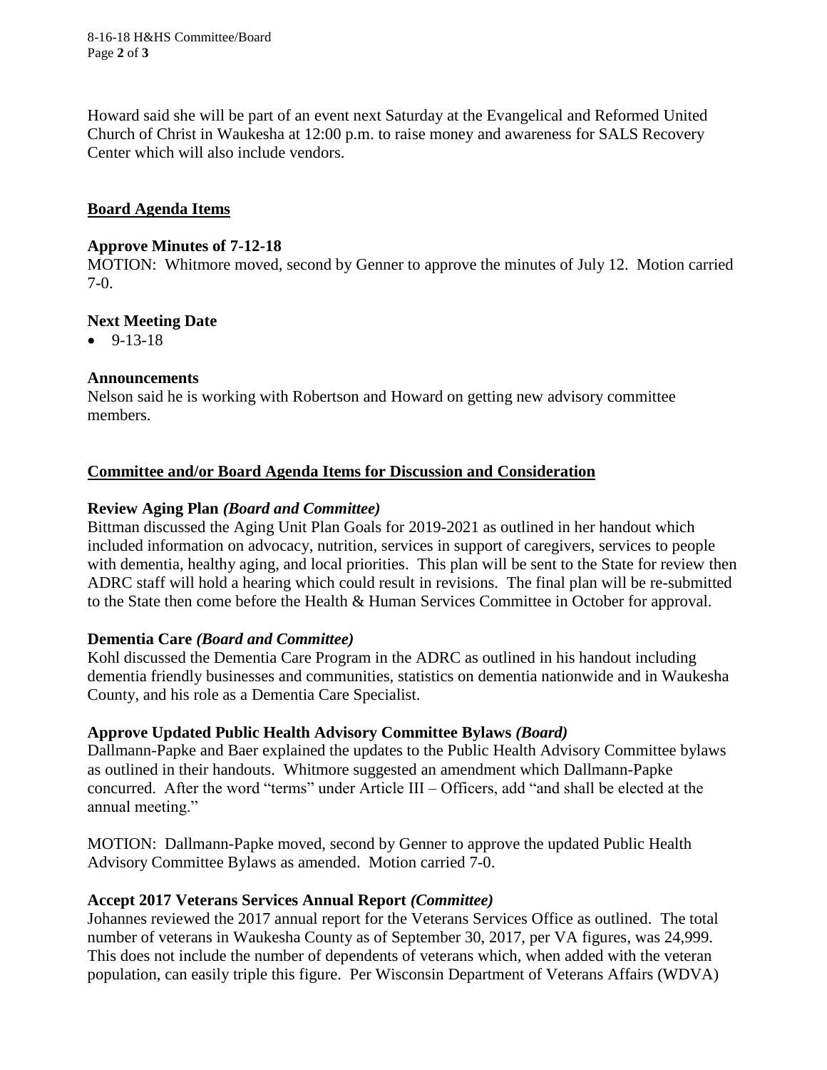Howard said she will be part of an event next Saturday at the Evangelical and Reformed United Church of Christ in Waukesha at 12:00 p.m. to raise money and awareness for SALS Recovery Center which will also include vendors.

## Board Agenda Items

### Approve Minutes of 7-12-18

MOTION: Whitmore moved, second by Genner to approve the minutes of July 12. Motion carried 7-0.

### Next Meeting Date

- 9-13-18

### Announcements

Nelson said he is working with Robertson and Howard on getting new advisory committee members.

## Committee and/or Board Agenda Items for Discussion and Consideration

### Review Aging Plan *(Board and Committee)*

Bittman discussed the Aging Unit Plan Goals for 2019-2021 as outlined in her handout which included information on advocacy, nutrition, services in support of caregivers, services to people with dementia, healthy aging, and local priorities. This plan will be sent to the State for review then ADRC staff will hold a hearing which could result in revisions. The final plan will be re-submitted to the State then come before the Health & Human Services Committee in October for approval.

### Dementia Care *(Board and Committee)*

Kohl discussed the Dementia Care Program in the ADRC as outlined in his handout including dementia friendly businesses and communities, statistics on dementia nationwide and in Waukesha County, and his role as a Dementia Care Specialist.

### Approve Updated Public Health Advisory Committee Bylaws *(Board)*

Dallmann-Papke and Baer explained the updates to the Public Health Advisory Committee bylaws as outlined in their handouts. Whitmore suggested an amendment which Dallmann-Papke concurred. After the word "terms" under Article III – Officers, add "and shall be elected at the annual meeting."

MOTION: Dallmann-Papke moved, second by Genner to approve the updated Public Health Advisory Committee Bylaws as amended. Motion carried 7-0.

### Accept 2017 Veterans Services Annual Report *(Committee)*

Johannes reviewed the 2017 annual report for the Veterans Services Office as outlined. The total number of veterans in Waukesha County as of September 30, 2017, per VA figures, was 24,999. This does not include the number of dependents of veterans which, when added with the veteran population, can easily triple this figure. Per Wisconsin Department of Veterans Affairs (WDVA)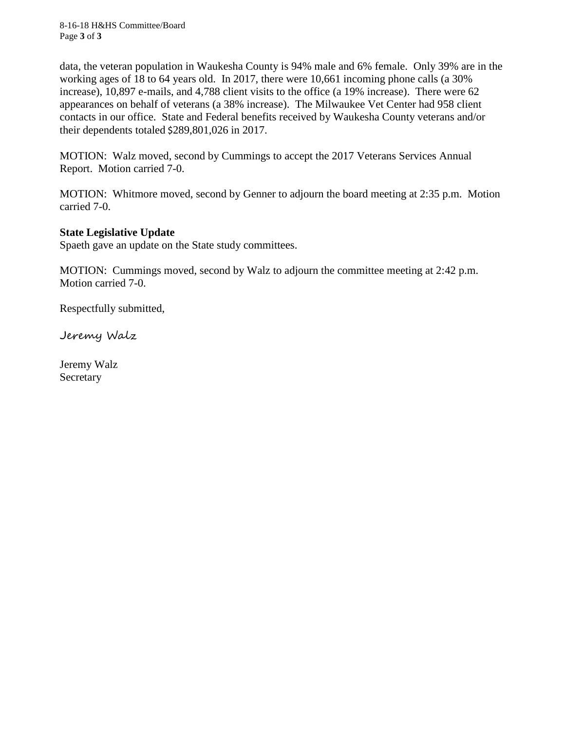data, the veteran population in Waukesha County is 94% male and 6% female. Only 39% are in the working ages of 18 to 64 years old. In 2017, there were 10,661 incoming phone calls (a 30% increase), 10,897 e-mails, and 4,788 client visits to the office (a 19% increase). There were 62 appearances on behalf of veterans (a 38% increase). The Milwaukee Vet Center had 958 client contacts in our office. State and Federal benefits received by Waukesha County veterans and/or their dependents totaled $289,801,026 in 2017.

MOTION: Walz moved, second by Cummings to accept the 2017 Veterans Services Annual Report. Motion carried 7-0.

MOTION: Whitmore moved, second by Genner to adjourn the board meeting at 2:35 p.m. Motion carried 7-0.

**State Legislative Update**

Spaeth gave an update on the State study committees.

MOTION: Cummings moved, second by Walz to adjourn the committee meeting at 2:42 p.m. Motion carried 7-0.

Respectfully submitted,

Jeremy Walz

Jeremy Walz
Secretary